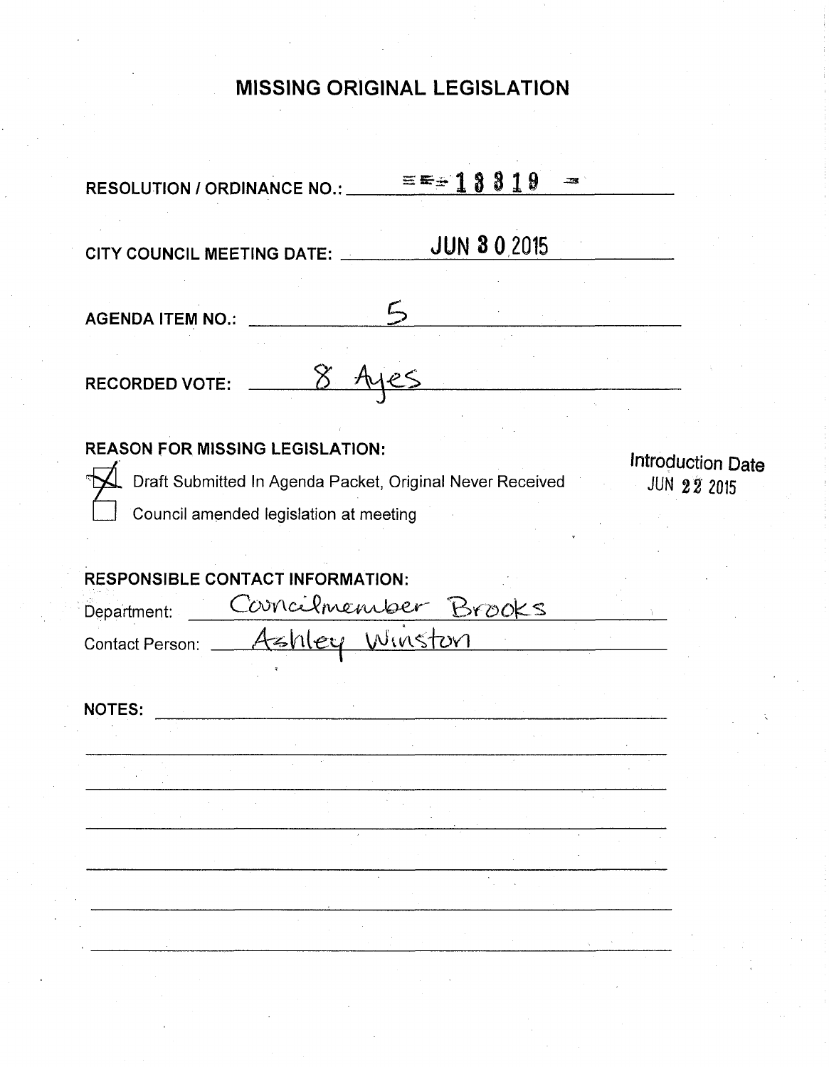# MISSING ORIGINAL LEGISLATION

**RESOLUTION / ORDINANCE NO.:** 13319

**CITY COUNCIL MEETING DATE:** JUN 30 2015

**AGENDA ITEM NO.:** 5

**RECORDED VOTE:** 8 Ayes

**REASON FOR MISSING LEGISLATION:**

- [x] Draft Submitted In Agenda Packet, Original Never Received
- [ ] Council amended legislation at meeting

Introduction Date
JUN 22 2015

**RESPONSIBLE CONTACT INFORMATION:**

Department: Councilmember Brooks

Contact Person: Ashley Winston

**NOTES:**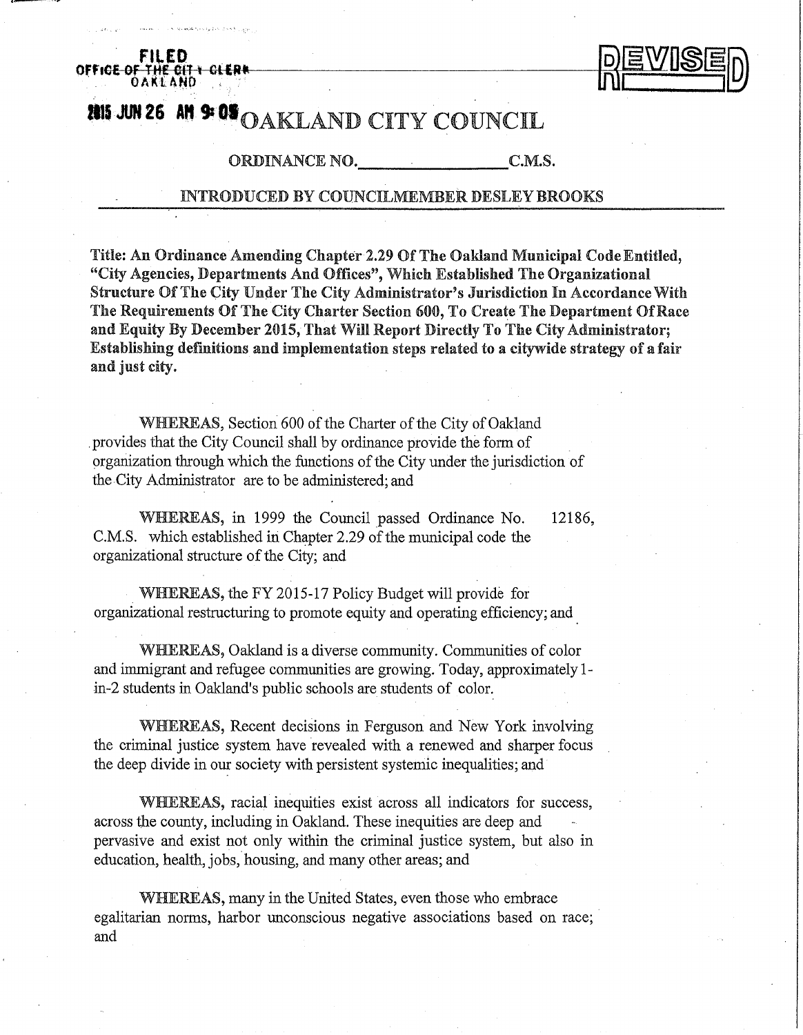FILED
OFFICE OF THE CITY CLERK
OAKLAND

REVISED

2015 JUN 26 AM 9:05

# OAKLAND CITY COUNCIL

ORDINANCE NO.________________C.M.S.

INTRODUCED BY COUNCILMEMBER DESLEY BROOKS

**Title: An Ordinance Amending Chapter 2.29 Of The Oakland Municipal Code Entitled, "City Agencies, Departments And Offices", Which Established The Organizational Structure Of The City Under The City Administrator's Jurisdiction In Accordance With The Requirements Of The City Charter Section 600, To Create The Department Of Race and Equity By December 2015, That Will Report Directly To The City Administrator; Establishing definitions and implementation steps related to a citywide strategy of a fair and just city.**

WHEREAS, Section 600 of the Charter of the City of Oakland provides that the City Council shall by ordinance provide the form of organization through which the functions of the City under the jurisdiction of the City Administrator are to be administered; and

WHEREAS, in 1999 the Council passed Ordinance No. 12186, C.M.S. which established in Chapter 2.29 of the municipal code the organizational structure of the City; and

WHEREAS, the FY 2015-17 Policy Budget will provide for organizational restructuring to promote equity and operating efficiency; and

WHEREAS, Oakland is a diverse community. Communities of color and immigrant and refugee communities are growing. Today, approximately 1-in-2 students in Oakland's public schools are students of color.

WHEREAS, Recent decisions in Ferguson and New York involving the criminal justice system have revealed with a renewed and sharper focus the deep divide in our society with persistent systemic inequalities; and

WHEREAS, racial inequities exist across all indicators for success, across the county, including in Oakland. These inequities are deep and pervasive and exist not only within the criminal justice system, but also in education, health, jobs, housing, and many other areas; and

WHEREAS, many in the United States, even those who embrace egalitarian norms, harbor unconscious negative associations based on race; and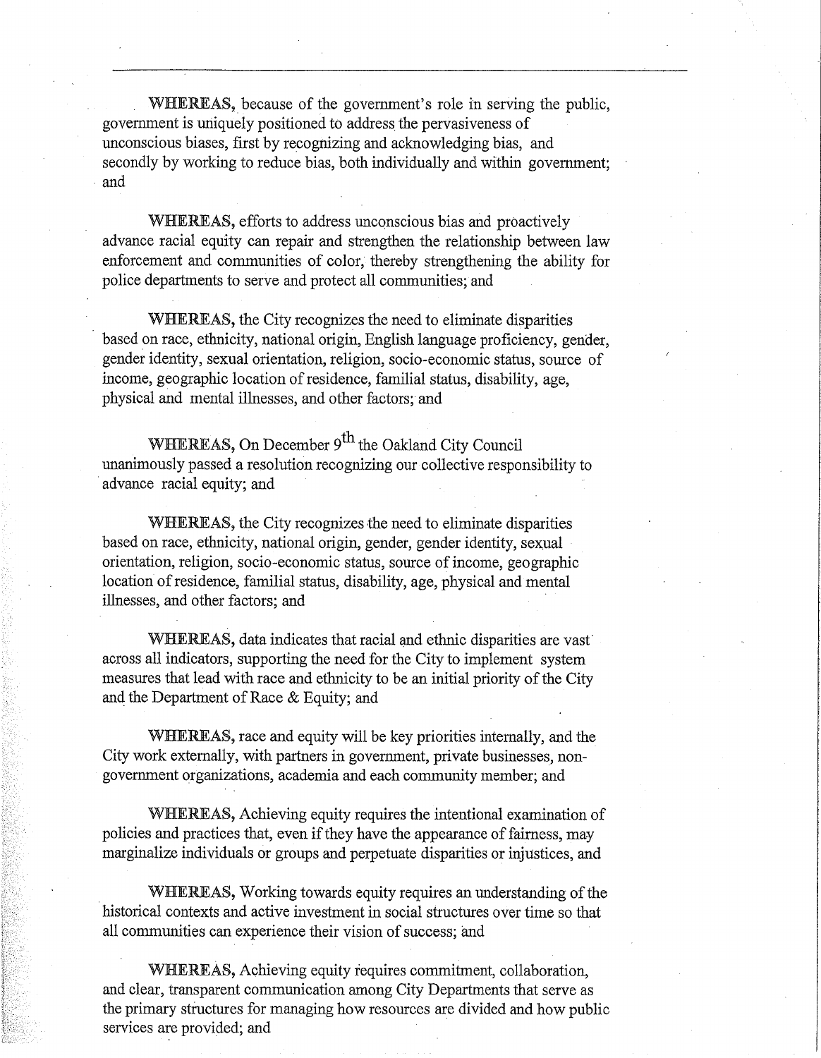**WHEREAS,** because of the government's role in serving the public, government is uniquely positioned to address the pervasiveness of unconscious biases, first by recognizing and acknowledging bias, and secondly by working to reduce bias, both individually and within government; and

**WHEREAS,** efforts to address unconscious bias and proactively advance racial equity can repair and strengthen the relationship between law enforcement and communities of color, thereby strengthening the ability for police departments to serve and protect all communities; and

**WHEREAS,** the City recognizes the need to eliminate disparities based on race, ethnicity, national origin, English language proficiency, gender, gender identity, sexual orientation, religion, socio-economic status, source of income, geographic location of residence, familial status, disability, age, physical and mental illnesses, and other factors; and

**WHEREAS,** On December 9th the Oakland City Council unanimously passed a resolution recognizing our collective responsibility to advance racial equity; and

**WHEREAS,** the City recognizes the need to eliminate disparities based on race, ethnicity, national origin, gender, gender identity, sexual orientation, religion, socio-economic status, source of income, geographic location of residence, familial status, disability, age, physical and mental illnesses, and other factors; and

**WHEREAS,** data indicates that racial and ethnic disparities are vast across all indicators, supporting the need for the City to implement system measures that lead with race and ethnicity to be an initial priority of the City and the Department of Race & Equity; and

**WHEREAS,** race and equity will be key priorities internally, and the City work externally, with partners in government, private businesses, non-government organizations, academia and each community member; and

**WHEREAS,** Achieving equity requires the intentional examination of policies and practices that, even if they have the appearance of fairness, may marginalize individuals or groups and perpetuate disparities or injustices, and

**WHEREAS,** Working towards equity requires an understanding of the historical contexts and active investment in social structures over time so that all communities can experience their vision of success; and

**WHEREAS,** Achieving equity requires commitment, collaboration, and clear, transparent communication among City Departments that serve as the primary structures for managing how resources are divided and how public services are provided; and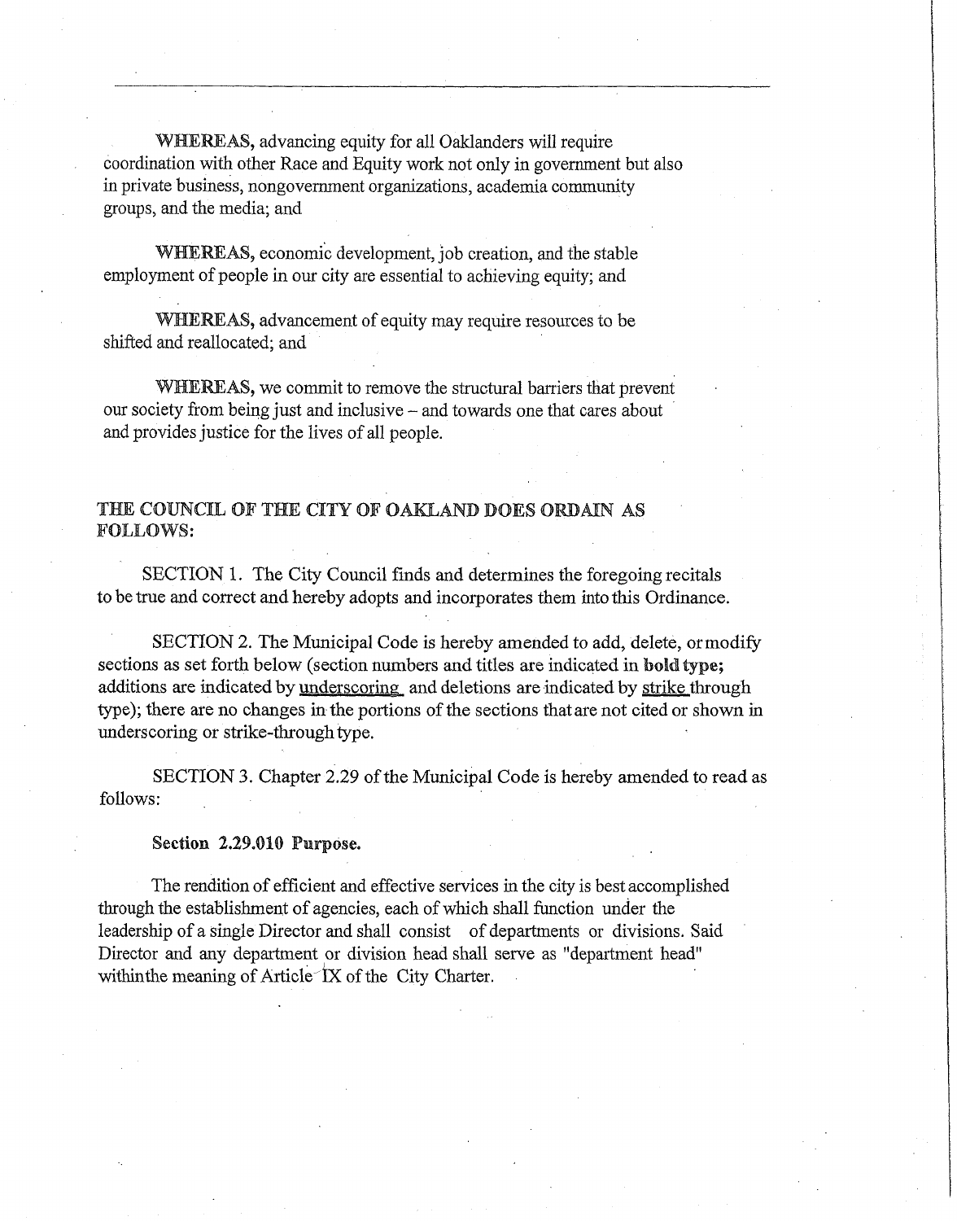**WHEREAS,** advancing equity for all Oaklanders will require coordination with other Race and Equity work not only in government but also in private business, nongovernment organizations, academia community groups, and the media; and

**WHEREAS,** economic development, job creation, and the stable employment of people in our city are essential to achieving equity; and

**WHEREAS,** advancement of equity may require resources to be shifted and reallocated; and

**WHEREAS,** we commit to remove the structural barriers that prevent our society from being just and inclusive – and towards one that cares about and provides justice for the lives of all people.

**THE COUNCIL OF THE CITY OF OAKLAND DOES ORDAIN AS FOLLOWS:**

SECTION 1. The City Council finds and determines the foregoing recitals to be true and correct and hereby adopts and incorporates them into this Ordinance.

SECTION 2. The Municipal Code is hereby amended to add, delete, or modify sections as set forth below (section numbers and titles are indicated in **bold type;** additions are indicated by <u>underscoring</u> and deletions are indicated by ~~strike~~ through type); there are no changes in the portions of the sections that are not cited or shown in underscoring or strike-through type.

SECTION 3. Chapter 2.29 of the Municipal Code is hereby amended to read as follows:

**Section 2.29.010 Purpose.**

The rendition of efficient and effective services in the city is best accomplished through the establishment of agencies, each of which shall function under the leadership of a single Director and shall consist of departments or divisions. Said Director and any department or division head shall serve as "department head" within the meaning of Article IX of the City Charter.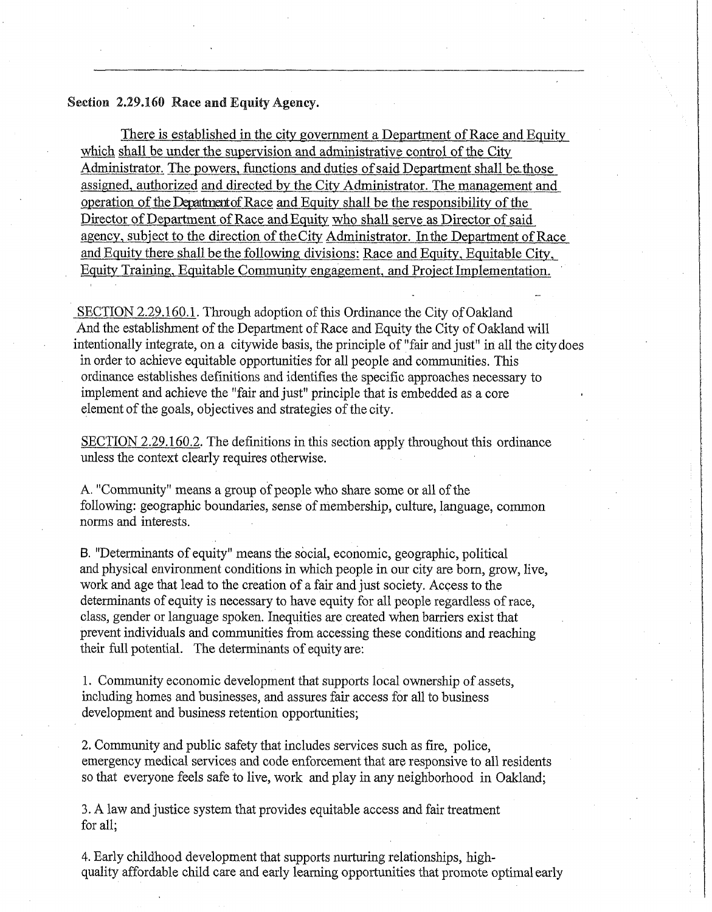---

**Section 2.29.160 Race and Equity Agency.**

There is established in the city government a Department of Race and Equity which shall be under the supervision and administrative control of the City Administrator. The powers, functions and duties of said Department shall be those assigned, authorized and directed by the City Administrator. The management and operation of the Department of Race and Equity shall be the responsibility of the Director of Department of Race and Equity who shall serve as Director of said agency, subject to the direction of the City Administrator. In the Department of Race and Equity there shall be the following divisions: Race and Equity, Equitable City, Equity Training, Equitable Community engagement, and Project Implementation.

SECTION 2.29.160.1. Through adoption of this Ordinance the City of Oakland And the establishment of the Department of Race and Equity the City of Oakland will intentionally integrate, on a citywide basis, the principle of "fair and just" in all the city does in order to achieve equitable opportunities for all people and communities. This ordinance establishes definitions and identifies the specific approaches necessary to implement and achieve the "fair and just" principle that is embedded as a core element of the goals, objectives and strategies of the city.

SECTION 2.29.160.2. The definitions in this section apply throughout this ordinance unless the context clearly requires otherwise.

A. "Community" means a group of people who share some or all of the following: geographic boundaries, sense of membership, culture, language, common norms and interests.

B. "Determinants of equity" means the social, economic, geographic, political and physical environment conditions in which people in our city are born, grow, live, work and age that lead to the creation of a fair and just society. Access to the determinants of equity is necessary to have equity for all people regardless of race, class, gender or language spoken. Inequities are created when barriers exist that prevent individuals and communities from accessing these conditions and reaching their full potential. The determinants of equity are:

1. Community economic development that supports local ownership of assets, including homes and businesses, and assures fair access for all to business development and business retention opportunities;

2. Community and public safety that includes services such as fire, police, emergency medical services and code enforcement that are responsive to all residents so that everyone feels safe to live, work and play in any neighborhood in Oakland;

3. A law and justice system that provides equitable access and fair treatment for all;

4. Early childhood development that supports nurturing relationships, high-quality affordable child care and early learning opportunities that promote optimal early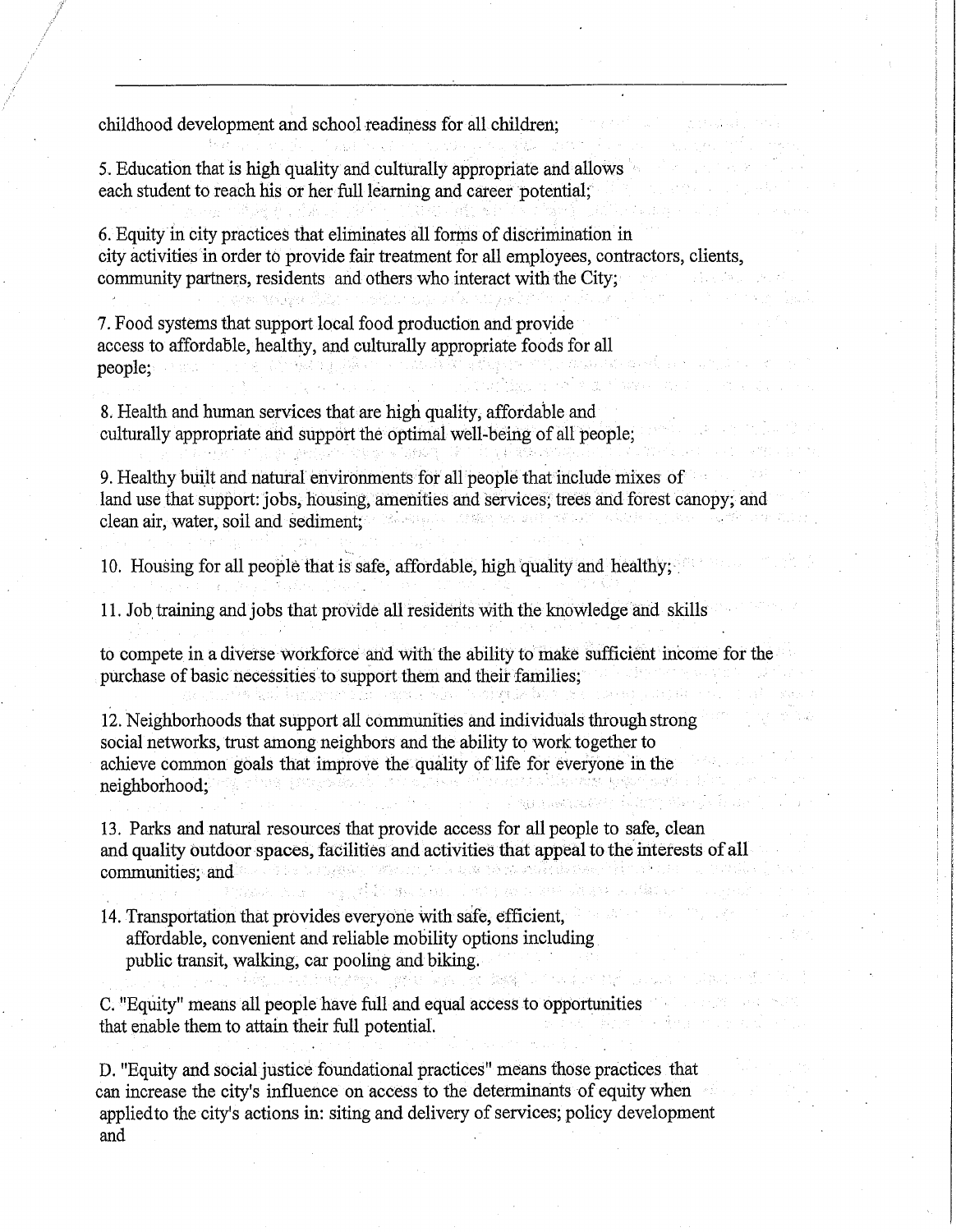childhood development and school readiness for all children;

5. Education that is high quality and culturally appropriate and allows each student to reach his or her full learning and career potential;

6. Equity in city practices that eliminates all forms of discrimination in city activities in order to provide fair treatment for all employees, contractors, clients, community partners, residents and others who interact with the City;

7. Food systems that support local food production and provide access to affordable, healthy, and culturally appropriate foods for all people;

8. Health and human services that are high quality, affordable and culturally appropriate and support the optimal well-being of all people;

9. Healthy built and natural environments for all people that include mixes of land use that support: jobs, housing, amenities and services; trees and forest canopy; and clean air, water, soil and sediment;

10. Housing for all people that is safe, affordable, high quality and healthy;

11. Job training and jobs that provide all residents with the knowledge and skills

to compete in a diverse workforce and with the ability to make sufficient income for the purchase of basic necessities to support them and their families;

12. Neighborhoods that support all communities and individuals through strong social networks, trust among neighbors and the ability to work together to achieve common goals that improve the quality of life for everyone in the neighborhood;

13. Parks and natural resources that provide access for all people to safe, clean and quality outdoor spaces, facilities and activities that appeal to the interests of all communities; and

14. Transportation that provides everyone with safe, efficient, affordable, convenient and reliable mobility options including public transit, walking, car pooling and biking.

C. "Equity" means all people have full and equal access to opportunities that enable them to attain their full potential.

D. "Equity and social justice foundational practices" means those practices that can increase the city's influence on access to the determinants of equity when appliedto the city's actions in: siting and delivery of services; policy development and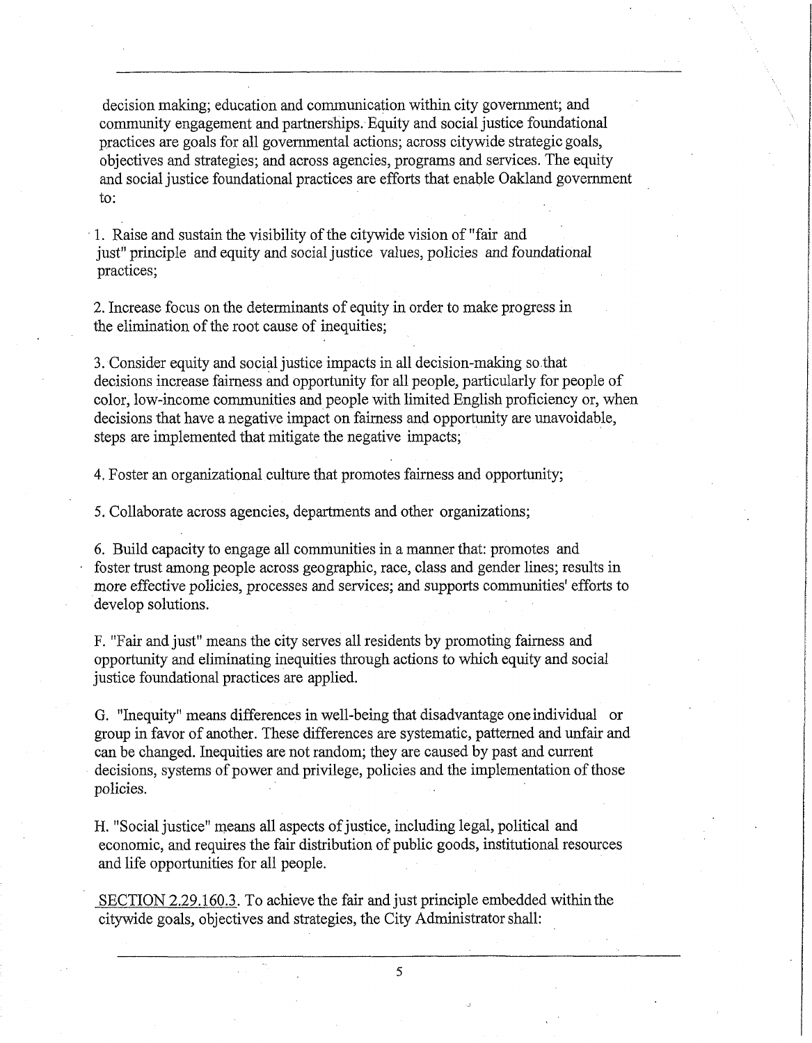decision making; education and communication within city government; and community engagement and partnerships. Equity and social justice foundational practices are goals for all governmental actions; across citywide strategic goals, objectives and strategies; and across agencies, programs and services. The equity and social justice foundational practices are efforts that enable Oakland government to:

1. Raise and sustain the visibility of the citywide vision of "fair and just" principle and equity and social justice values, policies and foundational practices;

2. Increase focus on the determinants of equity in order to make progress in the elimination of the root cause of inequities;

3. Consider equity and social justice impacts in all decision-making so that decisions increase fairness and opportunity for all people, particularly for people of color, low-income communities and people with limited English proficiency or, when decisions that have a negative impact on fairness and opportunity are unavoidable, steps are implemented that mitigate the negative impacts;

4. Foster an organizational culture that promotes fairness and opportunity;

5. Collaborate across agencies, departments and other organizations;

6. Build capacity to engage all communities in a manner that: promotes and foster trust among people across geographic, race, class and gender lines; results in more effective policies, processes and services; and supports communities' efforts to develop solutions.

F. "Fair and just" means the city serves all residents by promoting fairness and opportunity and eliminating inequities through actions to which equity and social justice foundational practices are applied.

G. "Inequity" means differences in well-being that disadvantage one individual or group in favor of another. These differences are systematic, patterned and unfair and can be changed. Inequities are not random; they are caused by past and current decisions, systems of power and privilege, policies and the implementation of those policies.

H. "Social justice" means all aspects of justice, including legal, political and economic, and requires the fair distribution of public goods, institutional resources and life opportunities for all people.

SECTION 2.29.160.3. To achieve the fair and just principle embedded within the citywide goals, objectives and strategies, the City Administrator shall: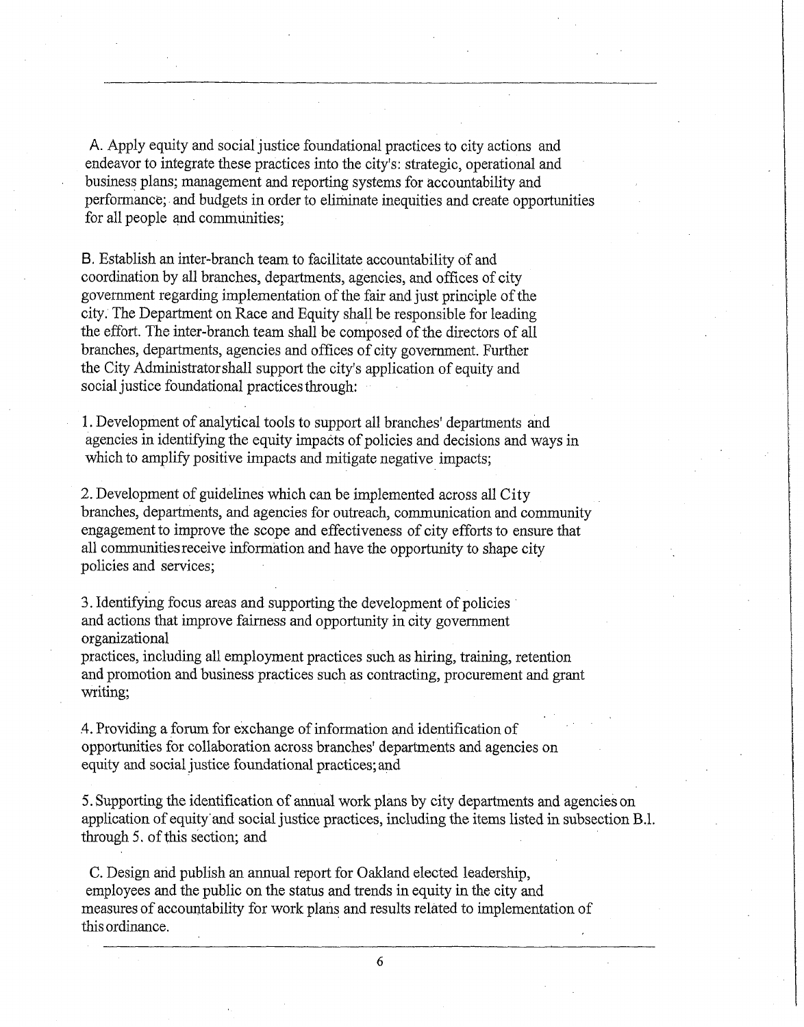A. Apply equity and social justice foundational practices to city actions and endeavor to integrate these practices into the city's: strategic, operational and business plans; management and reporting systems for accountability and performance; and budgets in order to eliminate inequities and create opportunities for all people and communities;

B. Establish an inter-branch team to facilitate accountability of and coordination by all branches, departments, agencies, and offices of city government regarding implementation of the fair and just principle of the city. The Department on Race and Equity shall be responsible for leading the effort. The inter-branch team shall be composed of the directors of all branches, departments, agencies and offices of city government. Further the City Administrator shall support the city's application of equity and social justice foundational practices through:

1. Development of analytical tools to support all branches' departments and agencies in identifying the equity impacts of policies and decisions and ways in which to amplify positive impacts and mitigate negative impacts;

2. Development of guidelines which can be implemented across all City branches, departments, and agencies for outreach, communication and community engagement to improve the scope and effectiveness of city efforts to ensure that all communities receive information and have the opportunity to shape city policies and services;

3. Identifying focus areas and supporting the development of policies and actions that improve fairness and opportunity in city government organizational practices, including all employment practices such as hiring, training, retention and promotion and business practices such as contracting, procurement and grant writing;

4. Providing a forum for exchange of information and identification of opportunities for collaboration across branches' departments and agencies on equity and social justice foundational practices; and

5. Supporting the identification of annual work plans by city departments and agencies on application of equity and social justice practices, including the items listed in subsection B.1. through 5. of this section; and

C. Design and publish an annual report for Oakland elected leadership, employees and the public on the status and trends in equity in the city and measures of accountability for work plans and results related to implementation of this ordinance.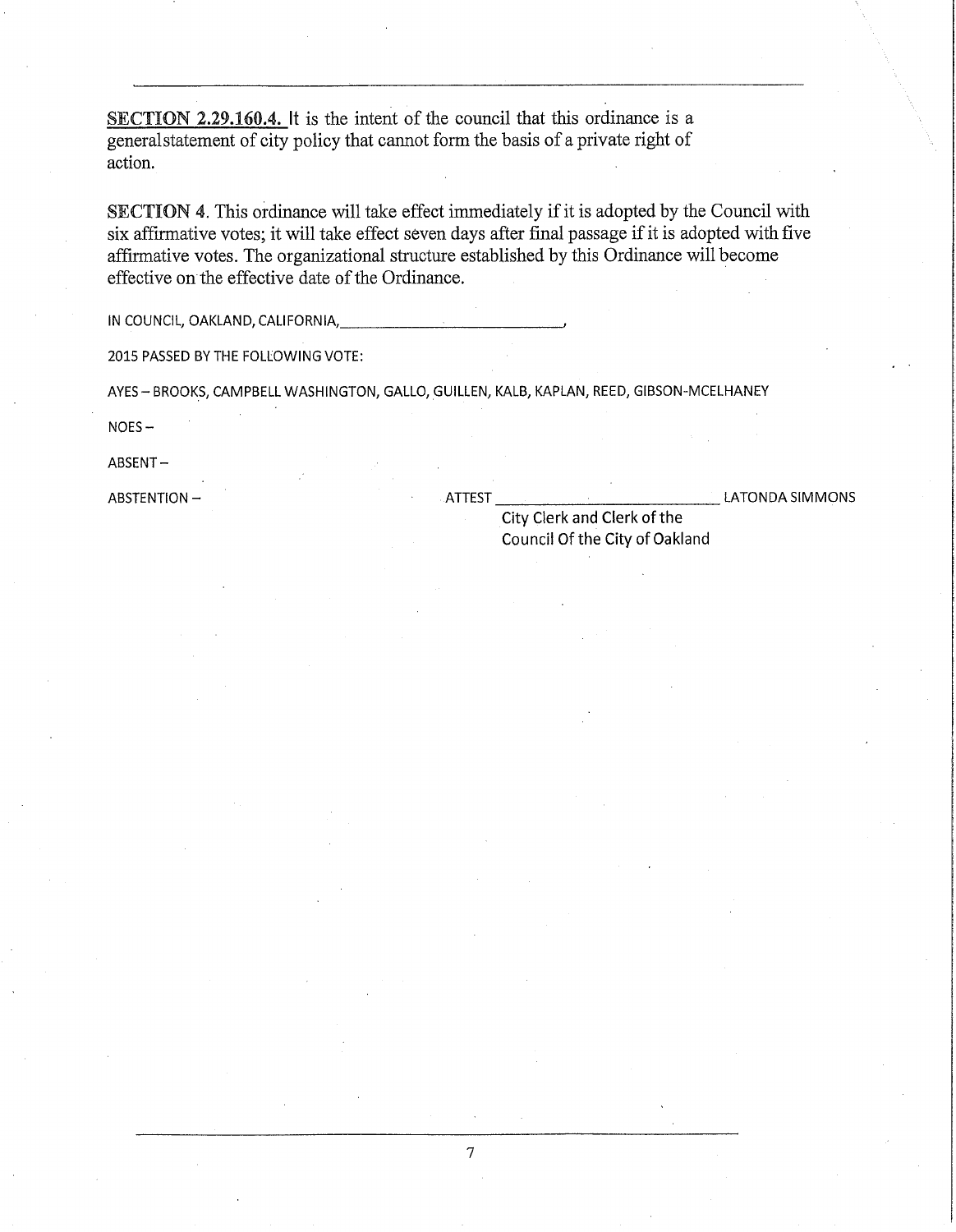**SECTION 2.29.160.4.** It is the intent of the council that this ordinance is a generalstatement of city policy that cannot form the basis of a private right of action.

**SECTION 4**. This ordinance will take effect immediately if it is adopted by the Council with six affirmative votes; it will take effect seven days after final passage if it is adopted with five affirmative votes. The organizational structure established by this Ordinance will become effective on the effective date of the Ordinance.

IN COUNCIL, OAKLAND, CALIFORNIA,____________________________,

2015 PASSED BY THE FOLLOWING VOTE:

AYES – BROOKS, CAMPBELL WASHINGTON, GALLO, GUILLEN, KALB, KAPLAN, REED, GIBSON-MCELHANEY

NOES –

ABSENT –

ABSTENTION –

ATTEST ____________________________ LATONDA SIMMONS

City Clerk and Clerk of the Council Of the City of Oakland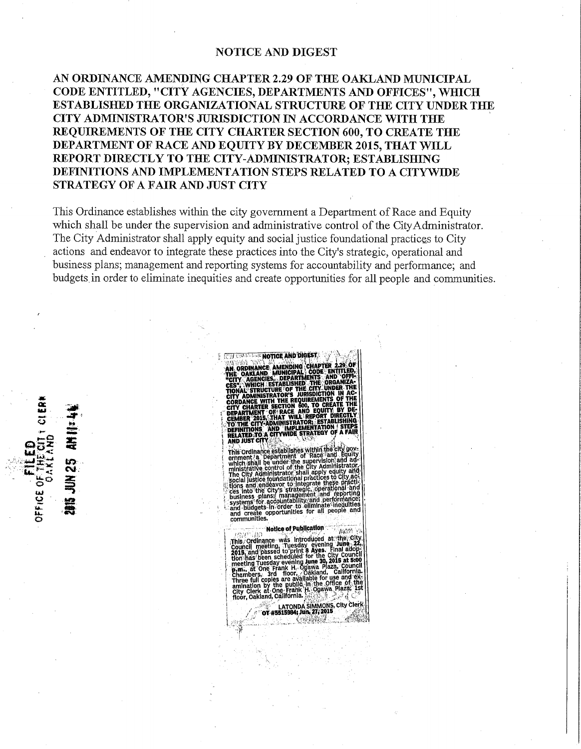## NOTICE AND DIGEST

**AN ORDINANCE AMENDING CHAPTER 2.29 OF THE OAKLAND MUNICIPAL CODE ENTITLED, "CITY AGENCIES, DEPARTMENTS AND OFFICES", WHICH ESTABLISHED THE ORGANIZATIONAL STRUCTURE OF THE CITY UNDER THE CITY ADMINISTRATOR'S JURISDICTION IN ACCORDANCE WITH THE REQUIREMENTS OF THE CITY CHARTER SECTION 600, TO CREATE THE DEPARTMENT OF RACE AND EQUITY BY DECEMBER 2015, THAT WILL REPORT DIRECTLY TO THE CITY-ADMINISTRATOR; ESTABLISHING DEFINITIONS AND IMPLEMENTATION STEPS RELATED TO A CITYWIDE STRATEGY OF A FAIR AND JUST CITY**

This Ordinance establishes within the city government a Department of Race and Equity which shall be under the supervision and administrative control of the City Administrator. The City Administrator shall apply equity and social justice foundational practices to City actions and endeavor to integrate these practices into the City's strategic, operational and business plans; management and reporting systems for accountability and performance; and budgets in order to eliminate inequities and create opportunities for all people and communities.

FILED
OFFICE OF THE CITY CLERK
OAKLAND
2015 JUN 25 AM 11:44

**NOTICE AND DIGEST**

**AN ORDINANCE AMENDING CHAPTER 2.29 OF THE OAKLAND MUNICIPAL CODE ENTITLED, "CITY AGENCIES, DEPARTMENTS AND OFFICES", WHICH ESTABLISHED THE ORGANIZATIONAL STRUCTURE OF THE CITY UNDER THE CITY ADMINISTRATOR'S JURISDICTION IN ACCORDANCE WITH THE REQUIREMENTS OF THE CITY CHARTER SECTION 600, TO CREATE THE DEPARTMENT OF RACE AND EQUITY BY DECEMBER 2015, THAT WILL REPORT DIRECTLY TO THE CITY-ADMINISTRATOR; ESTABLISHING DEFINITIONS AND IMPLEMENTATION STEPS RELATED TO A CITYWIDE STRATEGY OF A FAIR AND JUST CITY**

This Ordinance establishes within the city government a Department of Race and Equity which shall be under the supervision and administrative control of the City Administrator. The City Administrator shall apply equity and social justice foundational practices to City actions and endeavor to integrate these practices into the City's strategic, operational and business plans; management and reporting systems for accountability and performance; and budgets in order to eliminate inequities and create opportunities for all people and communities.

**Notice of Publication**

This Ordinance was introduced at the City Council meeting, Tuesday evening **June 22, 2015**, and passed to print **8 Ayes**. Final adoption has been scheduled for the City Council meeting Tuesday evening **June 30, 2015 at 5:00 p.m.**, at One Frank H. Ogawa Plaza, Council Chambers, 3rd floor, Oakland, California. Three full copies are available for use and examination by the public in the Office of the City Clerk at One Frank H. Ogawa Plaza, 1st floor, Oakland, California.

**LATONDA SIMMONS, City Clerk**
**OT #5515984; Jun. 27, 2015**